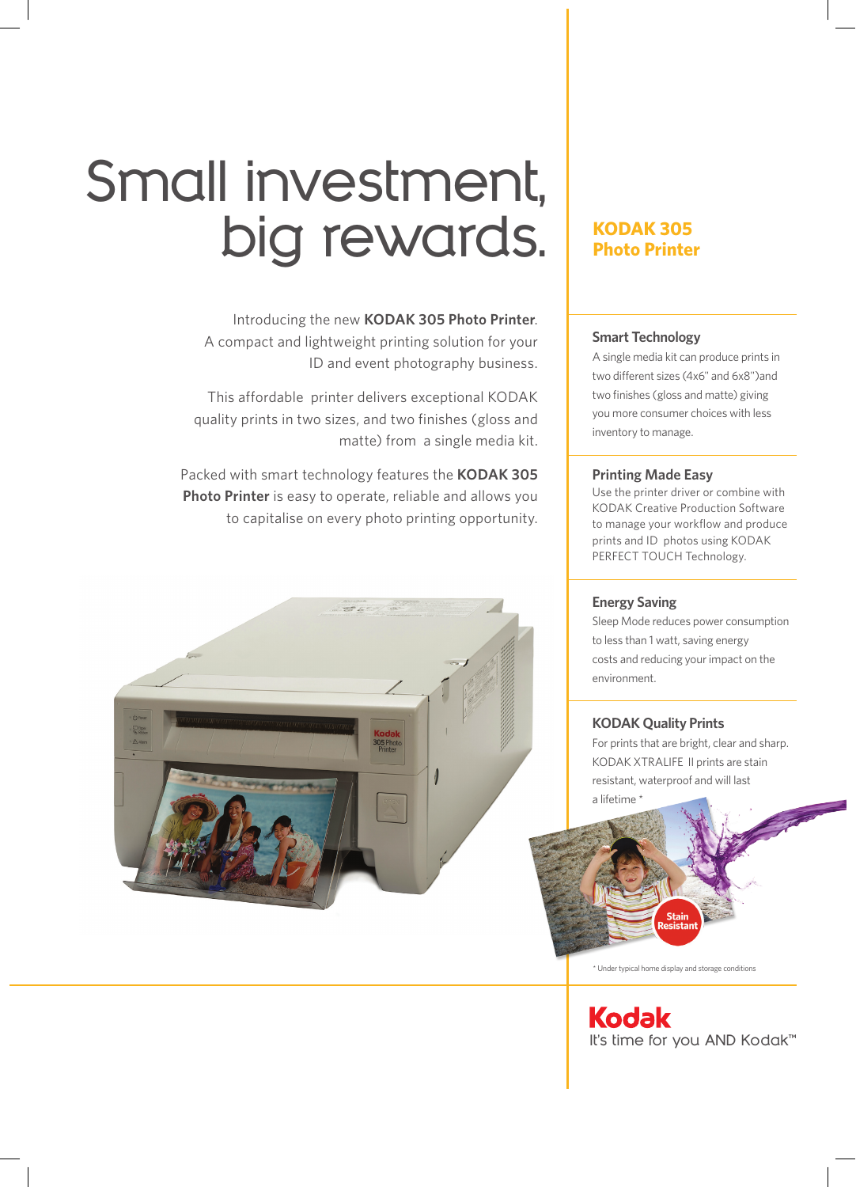# Small investment, big rewards.

## KODAK 305 Photo Printer

Introducing the new **KODAK 305 Photo Printer**. A compact and lightweight printing solution for your ID and event photography business.

This affordable printer delivers exceptional KODAK quality prints in two sizes, and two finishes (gloss and matte) from a single media kit.

Packed with smart technology features the **KODAK 305 Photo Printer** is easy to operate, reliable and allows you to capitalise on every photo printing opportunity.

### Smart Technology

A single media kit can produce prints in two different sizes (4x6" and 6x8")and two finishes (gloss and matte) giving you more consumer choices with less inventory to manage.

### Printing Made Easy

Use the printer driver or combine with KODAK Creative Production Software to manage your workflow and produce prints and ID photos using KODAK PERFECT TOUCH Technology.

### Energy Saving

Sleep Mode reduces power consumption to less than 1 watt, saving energy costs and reducing your impact on the environment.

### KODAK Quality Prints

For prints that are bright, clear and sharp. KODAK XTRALIFE II prints are stain resistant, waterproof and will last a lifetime *

Stain Resistant

\* Under typical home display and storage conditions

**Kodak**

It's time for you AND Kodak™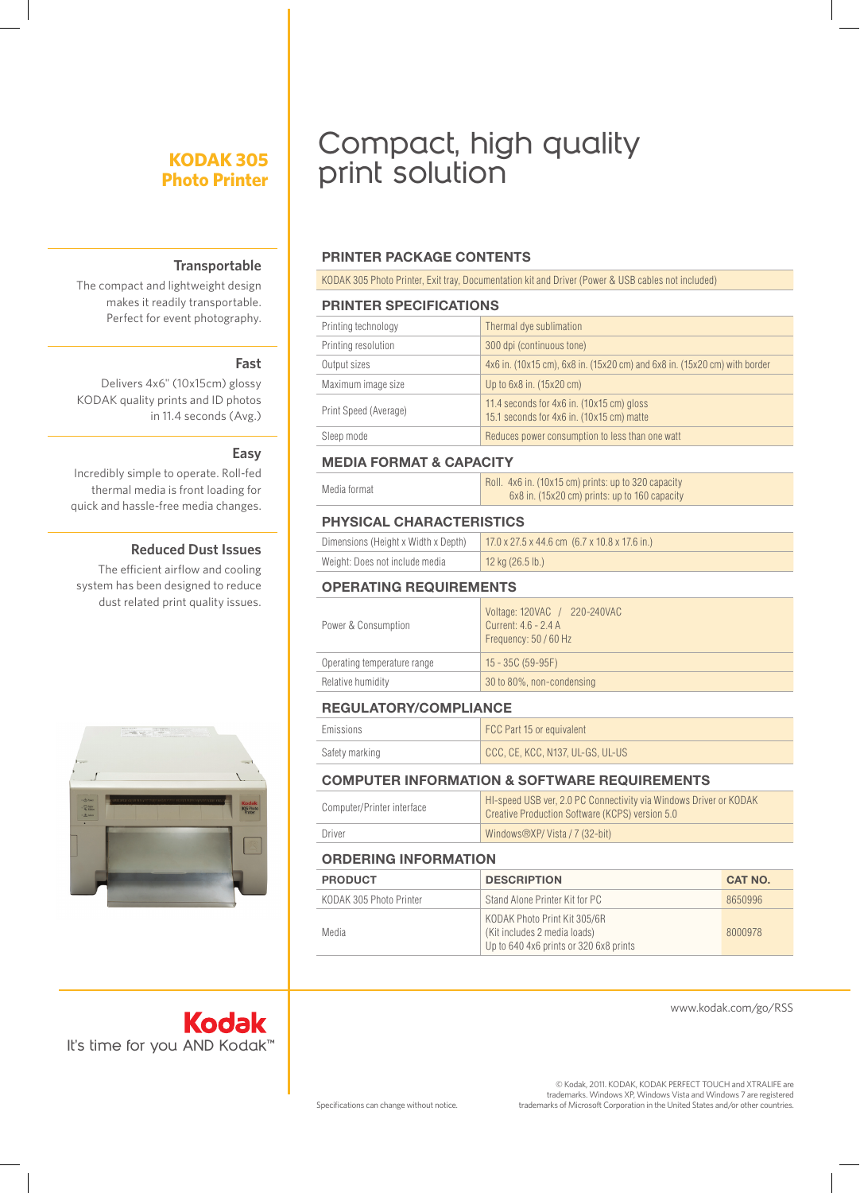## KODAK 305 Photo Printer

### Transportable

The compact and lightweight design makes it readily transportable. Perfect for event photography.

### Fast

Delivers 4x6" (10x15cm) glossy KODAK quality prints and ID photos in 11.4 seconds (Avg.)

### Easy

Incredibly simple to operate. Roll-fed thermal media is front loading for quick and hassle-free media changes.

### Reduced Dust Issues

The efficient airflow and cooling system has been designed to reduce dust related print quality issues.

# Compact, high quality print solution

## PRINTER PACKAGE CONTENTS

KODAK 305 Photo Printer, Exit tray, Documentation kit and Driver (Power & USB cables not included)

## PRINTER SPECIFICATIONS

| | |
|---|---|
| Printing technology | Thermal dye sublimation |
| Printing resolution | 300 dpi (continuous tone) |
| Output sizes | 4x6 in. (10x15 cm), 6x8 in. (15x20 cm) and 6x8 in. (15x20 cm) with border |
| Maximum image size | Up to 6x8 in. (15x20 cm) |
| Print Speed (Average) | 11.4 seconds for 4x6 in. (10x15 cm) gloss<br>15.1 seconds for 4x6 in. (10x15 cm) matte |
| Sleep mode | Reduces power consumption to less than one watt |

## MEDIA FORMAT & CAPACITY

| | |
|---|---|
| Media format | Roll. 4x6 in. (10x15 cm) prints: up to 320 capacity<br>6x8 in. (15x20 cm) prints: up to 160 capacity |

## PHYSICAL CHARACTERISTICS

| | |
|---|---|
| Dimensions (Height x Width x Depth) | 17.0 x 27.5 x 44.6 cm (6.7 x 10.8 x 17.6 in.) |
| Weight: Does not include media | 12 kg (26.5 lb.) |

## OPERATING REQUIREMENTS

| | |
|---|---|
| Power & Consumption | Voltage: 120VAC / 220-240VAC<br>Current: 4.6 - 2.4 A<br>Frequency: 50 / 60 Hz |
| Operating temperature range | 15 - 35C (59-95F) |
| Relative humidity | 30 to 80%, non-condensing |

## REGULATORY/COMPLIANCE

| | |
|---|---|
| Emissions | FCC Part 15 or equivalent |
| Safety marking | CCC, CE, KCC, N137, UL-GS, UL-US |

## COMPUTER INFORMATION & SOFTWARE REQUIREMENTS

| | |
|---|---|
| Computer/Printer interface | HI-speed USB ver, 2.0 PC Connectivity via Windows Driver or KODAK Creative Production Software (KCPS) version 5.0 |
| Driver | Windows®XP/ Vista / 7 (32-bit) |

## ORDERING INFORMATION

| PRODUCT | DESCRIPTION | CAT NO. |
|---|---|---|
| KODAK 305 Photo Printer | Stand Alone Printer Kit for PC | 8650996 |
| Media | KODAK Photo Print Kit 305/6R<br>(Kit includes 2 media loads)<br>Up to 640 4x6 prints or 320 6x8 prints | 8000978 |

Kodak
It's time for you AND Kodak™

www.kodak.com/go/RSS

Specifications can change without notice.

© Kodak, 2011. KODAK, KODAK PERFECT TOUCH and XTRALIFE are trademarks. Windows XP, Windows Vista and Windows 7 are registered trademarks of Microsoft Corporation in the United States and/or other countries.